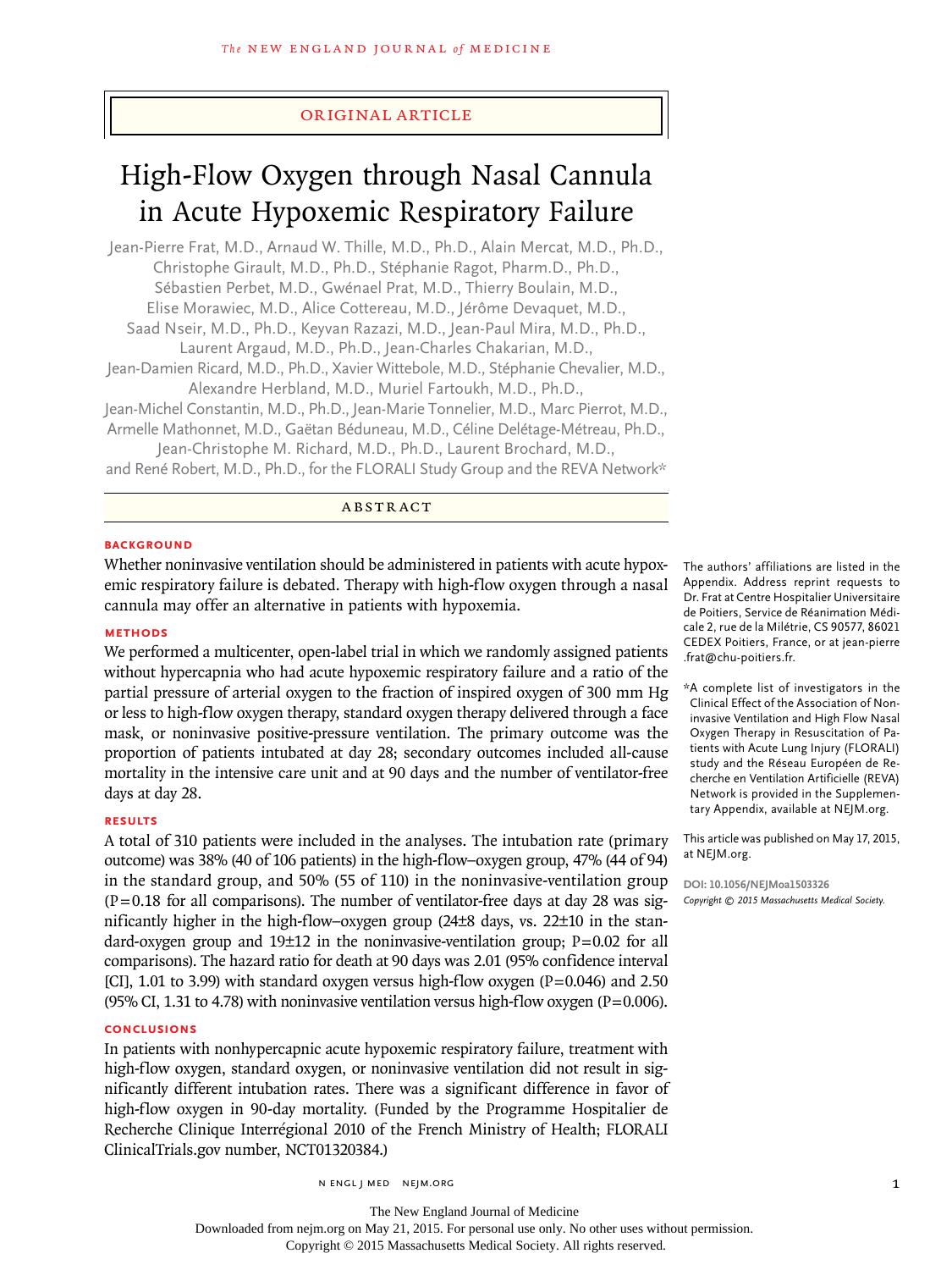ORIGINAL ARTICLE

# High-Flow Oxygen through Nasal Cannula in Acute Hypoxemic Respiratory Failure

Jean-Pierre Frat, M.D., Arnaud W. Thille, M.D., Ph.D., Alain Mercat, M.D., Ph.D., Christophe Girault, M.D., Ph.D., Stéphanie Ragot, Pharm.D., Ph.D., Sébastien Perbet, M.D., Gwénael Prat, M.D., Thierry Boulain, M.D., Elise Morawiec, M.D., Alice Cottereau, M.D., Jérôme Devaquet, M.D., Saad Nseir, M.D., Ph.D., Keyvan Razazi, M.D., Jean-Paul Mira, M.D., Ph.D., Laurent Argaud, M.D., Ph.D., Jean-Charles Chakarian, M.D., Jean-Damien Ricard, M.D., Ph.D., Xavier Wittebole, M.D., Stéphanie Chevalier, M.D., Alexandre Herbland, M.D., Muriel Fartoukh, M.D., Ph.D., Jean-Michel Constantin, M.D., Ph.D., Jean-Marie Tonnelier, M.D., Marc Pierrot, M.D., Armelle Mathonnet, M.D., Gaëtan Béduneau, M.D., Céline Delétage-Métreau, Ph.D., Jean-Christophe M. Richard, M.D., Ph.D., Laurent Brochard, M.D., and René Robert, M.D., Ph.D., for the FLORALI Study Group and the REVA Network*

## ABSTRACT

### BACKGROUND

Whether noninvasive ventilation should be administered in patients with acute hypoxemic respiratory failure is debated. Therapy with high-flow oxygen through a nasal cannula may offer an alternative in patients with hypoxemia.

### METHODS

We performed a multicenter, open-label trial in which we randomly assigned patients without hypercapnia who had acute hypoxemic respiratory failure and a ratio of the partial pressure of arterial oxygen to the fraction of inspired oxygen of 300 mm Hg or less to high-flow oxygen therapy, standard oxygen therapy delivered through a face mask, or noninvasive positive-pressure ventilation. The primary outcome was the proportion of patients intubated at day 28; secondary outcomes included all-cause mortality in the intensive care unit and at 90 days and the number of ventilator-free days at day 28.

### RESULTS

A total of 310 patients were included in the analyses. The intubation rate (primary outcome) was 38% (40 of 106 patients) in the high-flow–oxygen group, 47% (44 of 94) in the standard group, and 50% (55 of 110) in the noninvasive-ventilation group ($P=0.18$ for all comparisons). The number of ventilator-free days at day 28 was significantly higher in the high-flow–oxygen group (24±8 days, vs. 22±10 in the standard-oxygen group and 19±12 in the noninvasive-ventilation group; $P=0.02$ for all comparisons). The hazard ratio for death at 90 days was 2.01 (95% confidence interval [CI], 1.01 to 3.99) with standard oxygen versus high-flow oxygen ($P=0.046$) and 2.50 (95% CI, 1.31 to 4.78) with noninvasive ventilation versus high-flow oxygen ($P=0.006$).

### CONCLUSIONS

In patients with nonhypercapnic acute hypoxemic respiratory failure, treatment with high-flow oxygen, standard oxygen, or noninvasive ventilation did not result in significantly different intubation rates. There was a significant difference in favor of high-flow oxygen in 90-day mortality. (Funded by the Programme Hospitalier de Recherche Clinique Interrégional 2010 of the French Ministry of Health; FLORALI ClinicalTrials.gov number, NCT01320384.)

The authors' affiliations are listed in the Appendix. Address reprint requests to Dr. Frat at Centre Hospitalier Universitaire de Poitiers, Service de Réanimation Médicale 2, rue de la Milétrie, CS 90577, 86021 CEDEX Poitiers, France, or at jean-pierre.frat@chu-poitiers.fr.

*A complete list of investigators in the Clinical Effect of the Association of Noninvasive Ventilation and High Flow Nasal Oxygen Therapy in Resuscitation of Patients with Acute Lung Injury (FLORALI) study and the Réseau Européen de Recherche en Ventilation Artificielle (REVA) Network is provided in the Supplementary Appendix, available at NEJM.org.

This article was published on May 17, 2015, at NEJM.org.

DOI: 10.1056/NEJMoa1503326

*Copyright © 2015 Massachusetts Medical Society.*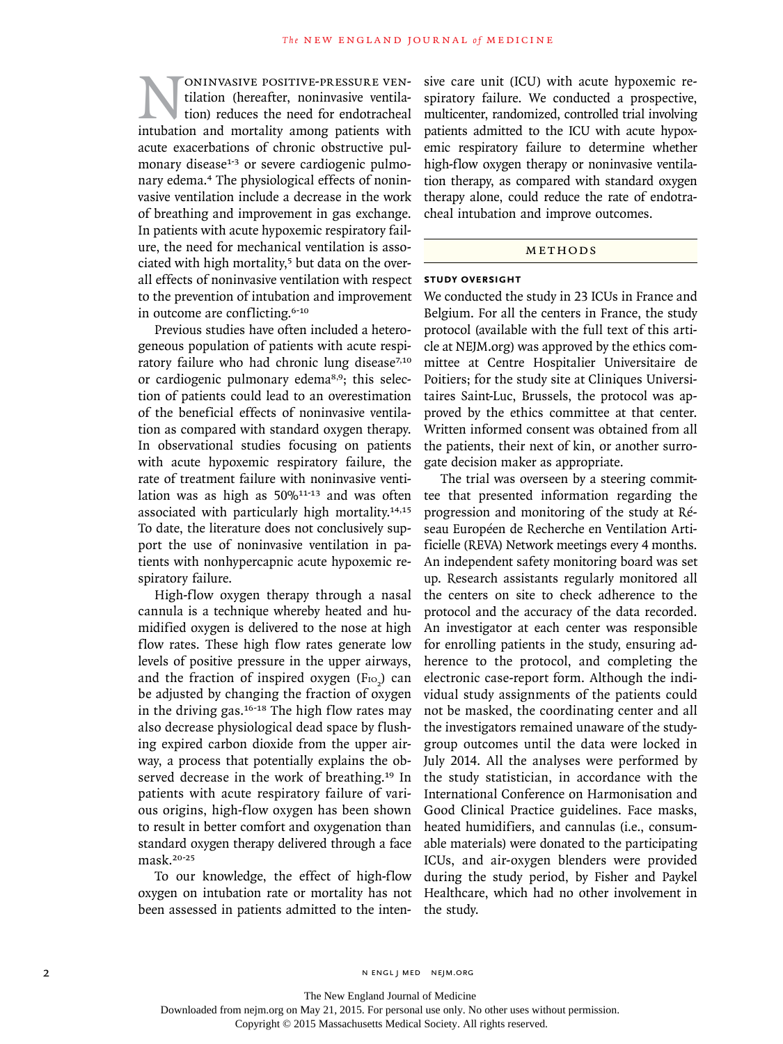Noninvasive positive-pressure ventilation (hereafter, noninvasive ventilation) reduces the need for endotracheal intubation and mortality among patients with acute exacerbations of chronic obstructive pulmonary disease[1-3] or severe cardiogenic pulmonary edema.[4] The physiological effects of noninvasive ventilation include a decrease in the work of breathing and improvement in gas exchange. In patients with acute hypoxemic respiratory failure, the need for mechanical ventilation is associated with high mortality,[5] but data on the overall effects of noninvasive ventilation with respect to the prevention of intubation and improvement in outcome are conflicting.[6-10]

Previous studies have often included a heterogeneous population of patients with acute respiratory failure who had chronic lung disease[7,10] or cardiogenic pulmonary edema[8,9]; this selection of patients could lead to an overestimation of the beneficial effects of noninvasive ventilation as compared with standard oxygen therapy. In observational studies focusing on patients with acute hypoxemic respiratory failure, the rate of treatment failure with noninvasive ventilation was as high as 50%[11-13] and was often associated with particularly high mortality.[14,15] To date, the literature does not conclusively support the use of noninvasive ventilation in patients with nonhypercapnic acute hypoxemic respiratory failure.

High-flow oxygen therapy through a nasal cannula is a technique whereby heated and humidified oxygen is delivered to the nose at high flow rates. These high flow rates generate low levels of positive pressure in the upper airways, and the fraction of inspired oxygen ($F_{IO_2}$) can be adjusted by changing the fraction of oxygen in the driving gas.[16-18] The high flow rates may also decrease physiological dead space by flushing expired carbon dioxide from the upper airway, a process that potentially explains the observed decrease in the work of breathing.[19] In patients with acute respiratory failure of various origins, high-flow oxygen has been shown to result in better comfort and oxygenation than standard oxygen therapy delivered through a face mask.[20-25]

To our knowledge, the effect of high-flow oxygen on intubation rate or mortality has not been assessed in patients admitted to the intensive care unit (ICU) with acute hypoxemic respiratory failure. We conducted a prospective, multicenter, randomized, controlled trial involving patients admitted to the ICU with acute hypoxemic respiratory failure to determine whether high-flow oxygen therapy or noninvasive ventilation therapy, as compared with standard oxygen therapy alone, could reduce the rate of endotracheal intubation and improve outcomes.

## Methods

### Study Oversight

We conducted the study in 23 ICUs in France and Belgium. For all the centers in France, the study protocol (available with the full text of this article at NEJM.org) was approved by the ethics committee at Centre Hospitalier Universitaire de Poitiers; for the study site at Cliniques Universitaires Saint-Luc, Brussels, the protocol was approved by the ethics committee at that center. Written informed consent was obtained from all the patients, their next of kin, or another surrogate decision maker as appropriate.

The trial was overseen by a steering committee that presented information regarding the progression and monitoring of the study at Réseau Européen de Recherche en Ventilation Artificielle (REVA) Network meetings every 4 months. An independent safety monitoring board was set up. Research assistants regularly monitored all the centers on site to check adherence to the protocol and the accuracy of the data recorded. An investigator at each center was responsible for enrolling patients in the study, ensuring adherence to the protocol, and completing the electronic case-report form. Although the individual study assignments of the patients could not be masked, the coordinating center and all the investigators remained unaware of the study-group outcomes until the data were locked in July 2014. All the analyses were performed by the study statistician, in accordance with the International Conference on Harmonisation and Good Clinical Practice guidelines. Face masks, heated humidifiers, and cannulas (i.e., consumable materials) were donated to the participating ICUs, and air-oxygen blenders were provided during the study period, by Fisher and Paykel Healthcare, which had no other involvement in the study.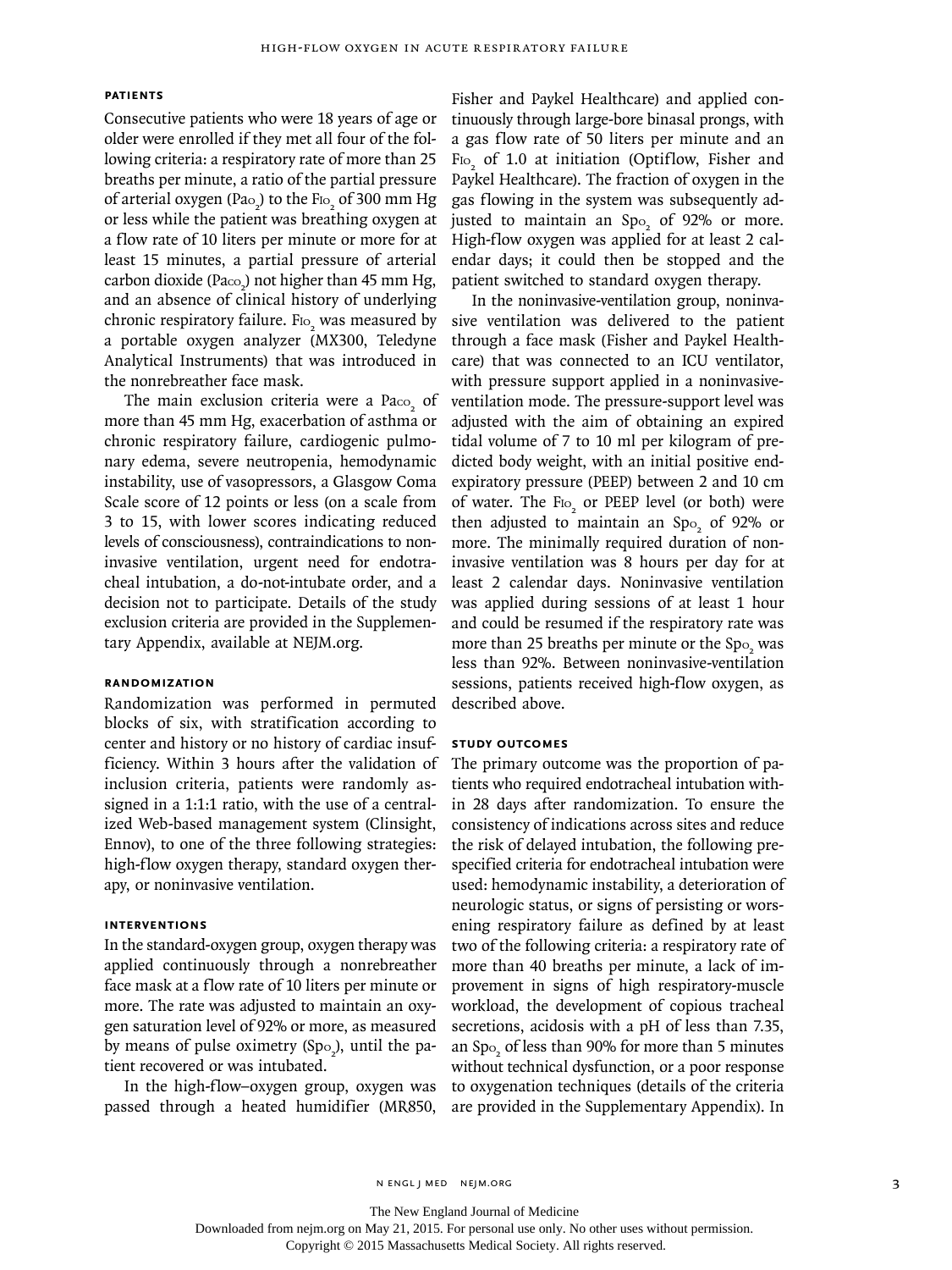### PATIENTS

Consecutive patients who were 18 years of age or older were enrolled if they met all four of the following criteria: a respiratory rate of more than 25 breaths per minute, a ratio of the partial pressure of arterial oxygen ($Pa_{O_2}$) to the $F_{IO_2}$ of 300 mm Hg or less while the patient was breathing oxygen at a flow rate of 10 liters per minute or more for at least 15 minutes, a partial pressure of arterial carbon dioxide ($Pa_{CO_2}$) not higher than 45 mm Hg, and an absence of clinical history of underlying chronic respiratory failure. $F_{IO_2}$ was measured by a portable oxygen analyzer (MX300, Teledyne Analytical Instruments) that was introduced in the nonrebreather face mask.

The main exclusion criteria were a $Pa_{CO_2}$ of more than 45 mm Hg, exacerbation of asthma or chronic respiratory failure, cardiogenic pulmonary edema, severe neutropenia, hemodynamic instability, use of vasopressors, a Glasgow Coma Scale score of 12 points or less (on a scale from 3 to 15, with lower scores indicating reduced levels of consciousness), contraindications to noninvasive ventilation, urgent need for endotracheal intubation, a do-not-intubate order, and a decision not to participate. Details of the study exclusion criteria are provided in the Supplementary Appendix, available at NEJM.org.

### RANDOMIZATION

Randomization was performed in permuted blocks of six, with stratification according to center and history or no history of cardiac insufficiency. Within 3 hours after the validation of inclusion criteria, patients were randomly assigned in a 1:1:1 ratio, with the use of a centralized Web-based management system (Clinsight, Ennov), to one of the three following strategies: high-flow oxygen therapy, standard oxygen therapy, or noninvasive ventilation.

### INTERVENTIONS

In the standard-oxygen group, oxygen therapy was applied continuously through a nonrebreather face mask at a flow rate of 10 liters per minute or more. The rate was adjusted to maintain an oxygen saturation level of 92% or more, as measured by means of pulse oximetry ($Sp_{O_2}$), until the patient recovered or was intubated.

In the high-flow–oxygen group, oxygen was passed through a heated humidifier (MR850, Fisher and Paykel Healthcare) and applied continuously through large-bore binasal prongs, with a gas flow rate of 50 liters per minute and an $F_{IO_2}$ of 1.0 at initiation (Optiflow, Fisher and Paykel Healthcare). The fraction of oxygen in the gas flowing in the system was subsequently adjusted to maintain an $Sp_{O_2}$ of 92% or more. High-flow oxygen was applied for at least 2 calendar days; it could then be stopped and the patient switched to standard oxygen therapy.

In the noninvasive-ventilation group, noninvasive ventilation was delivered to the patient through a face mask (Fisher and Paykel Healthcare) that was connected to an ICU ventilator, with pressure support applied in a noninvasive-ventilation mode. The pressure-support level was adjusted with the aim of obtaining an expired tidal volume of 7 to 10 ml per kilogram of predicted body weight, with an initial positive end-expiratory pressure (PEEP) between 2 and 10 cm of water. The $F_{IO_2}$ or PEEP level (or both) were then adjusted to maintain an $Sp_{O_2}$ of 92% or more. The minimally required duration of noninvasive ventilation was 8 hours per day for at least 2 calendar days. Noninvasive ventilation was applied during sessions of at least 1 hour and could be resumed if the respiratory rate was more than 25 breaths per minute or the $Sp_{O_2}$ was less than 92%. Between noninvasive-ventilation sessions, patients received high-flow oxygen, as described above.

### STUDY OUTCOMES

The primary outcome was the proportion of patients who required endotracheal intubation within 28 days after randomization. To ensure the consistency of indications across sites and reduce the risk of delayed intubation, the following prespecified criteria for endotracheal intubation were used: hemodynamic instability, a deterioration of neurologic status, or signs of persisting or worsening respiratory failure as defined by at least two of the following criteria: a respiratory rate of more than 40 breaths per minute, a lack of improvement in signs of high respiratory-muscle workload, the development of copious tracheal secretions, acidosis with a pH of less than 7.35, an $Sp_{O_2}$ of less than 90% for more than 5 minutes without technical dysfunction, or a poor response to oxygenation techniques (details of the criteria are provided in the Supplementary Appendix). In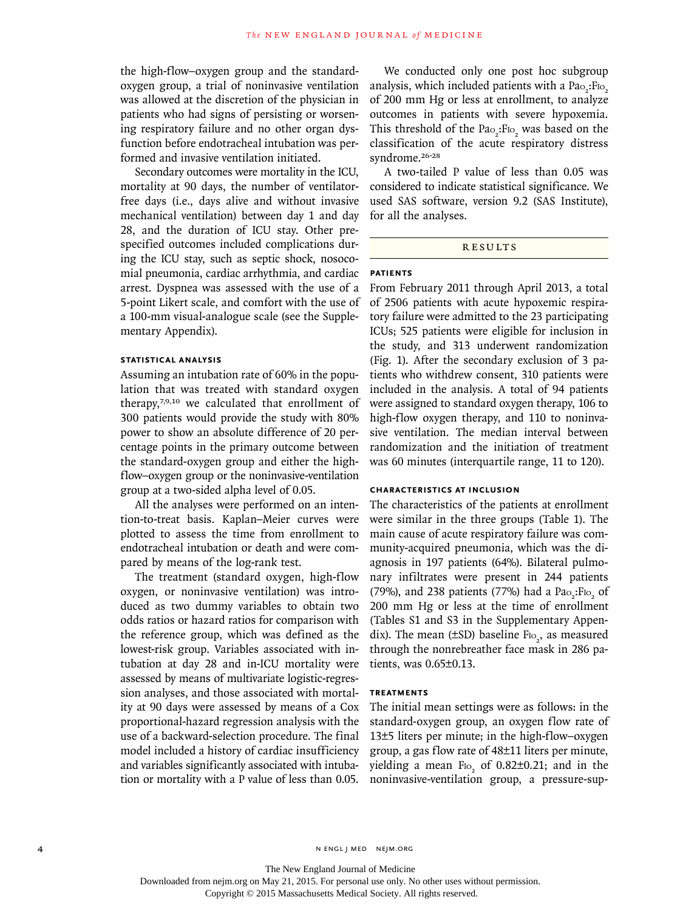the high-flow–oxygen group and the standard-oxygen group, a trial of noninvasive ventilation was allowed at the discretion of the physician in patients who had signs of persisting or worsening respiratory failure and no other organ dysfunction before endotracheal intubation was performed and invasive ventilation initiated.

Secondary outcomes were mortality in the ICU, mortality at 90 days, the number of ventilator-free days (i.e., days alive and without invasive mechanical ventilation) between day 1 and day 28, and the duration of ICU stay. Other prespecified outcomes included complications during the ICU stay, such as septic shock, nosocomial pneumonia, cardiac arrhythmia, and cardiac arrest. Dyspnea was assessed with the use of a 5-point Likert scale, and comfort with the use of a 100-mm visual-analogue scale (see the Supplementary Appendix).

### STATISTICAL ANALYSIS

Assuming an intubation rate of 60% in the population that was treated with standard oxygen therapy,[7,9,10] we calculated that enrollment of 300 patients would provide the study with 80% power to show an absolute difference of 20 percentage points in the primary outcome between the standard-oxygen group and either the high-flow–oxygen group or the noninvasive-ventilation group at a two-sided alpha level of 0.05.

All the analyses were performed on an intention-to-treat basis. Kaplan–Meier curves were plotted to assess the time from enrollment to endotracheal intubation or death and were compared by means of the log-rank test.

The treatment (standard oxygen, high-flow oxygen, or noninvasive ventilation) was introduced as two dummy variables to obtain two odds ratios or hazard ratios for comparison with the reference group, which was defined as the lowest-risk group. Variables associated with intubation at day 28 and in-ICU mortality were assessed by means of multivariate logistic-regression analyses, and those associated with mortality at 90 days were assessed by means of a Cox proportional-hazard regression analysis with the use of a backward-selection procedure. The final model included a history of cardiac insufficiency and variables significantly associated with intubation or mortality with a P value of less than 0.05.

We conducted only one post hoc subgroup analysis, which included patients with a $Pa_{O_2}$:$FI_{O_2}$ of 200 mm Hg or less at enrollment, to analyze outcomes in patients with severe hypoxemia. This threshold of the $Pa_{O_2}$:$FI_{O_2}$ was based on the classification of the acute respiratory distress syndrome.[26-28]

A two-tailed P value of less than 0.05 was considered to indicate statistical significance. We used SAS software, version 9.2 (SAS Institute), for all the analyses.

## RESULTS

### PATIENTS

From February 2011 through April 2013, a total of 2506 patients with acute hypoxemic respiratory failure were admitted to the 23 participating ICUs; 525 patients were eligible for inclusion in the study, and 313 underwent randomization (Fig. 1). After the secondary exclusion of 3 patients who withdrew consent, 310 patients were included in the analysis. A total of 94 patients were assigned to standard oxygen therapy, 106 to high-flow oxygen therapy, and 110 to noninvasive ventilation. The median interval between randomization and the initiation of treatment was 60 minutes (interquartile range, 11 to 120).

### CHARACTERISTICS AT INCLUSION

The characteristics of the patients at enrollment were similar in the three groups (Table 1). The main cause of acute respiratory failure was community-acquired pneumonia, which was the diagnosis in 197 patients (64%). Bilateral pulmonary infiltrates were present in 244 patients (79%), and 238 patients (77%) had a $Pa_{O_2}$:$FI_{O_2}$ of 200 mm Hg or less at the time of enrollment (Tables S1 and S3 in the Supplementary Appendix). The mean (±SD) baseline $FI_{O_2}$, as measured through the nonrebreather face mask in 286 patients, was 0.65±0.13.

### TREATMENTS

The initial mean settings were as follows: in the standard-oxygen group, an oxygen flow rate of 13±5 liters per minute; in the high-flow–oxygen group, a gas flow rate of 48±11 liters per minute, yielding a mean $FI_{O_2}$ of 0.82±0.21; and in the noninvasive-ventilation group, a pressure-sup-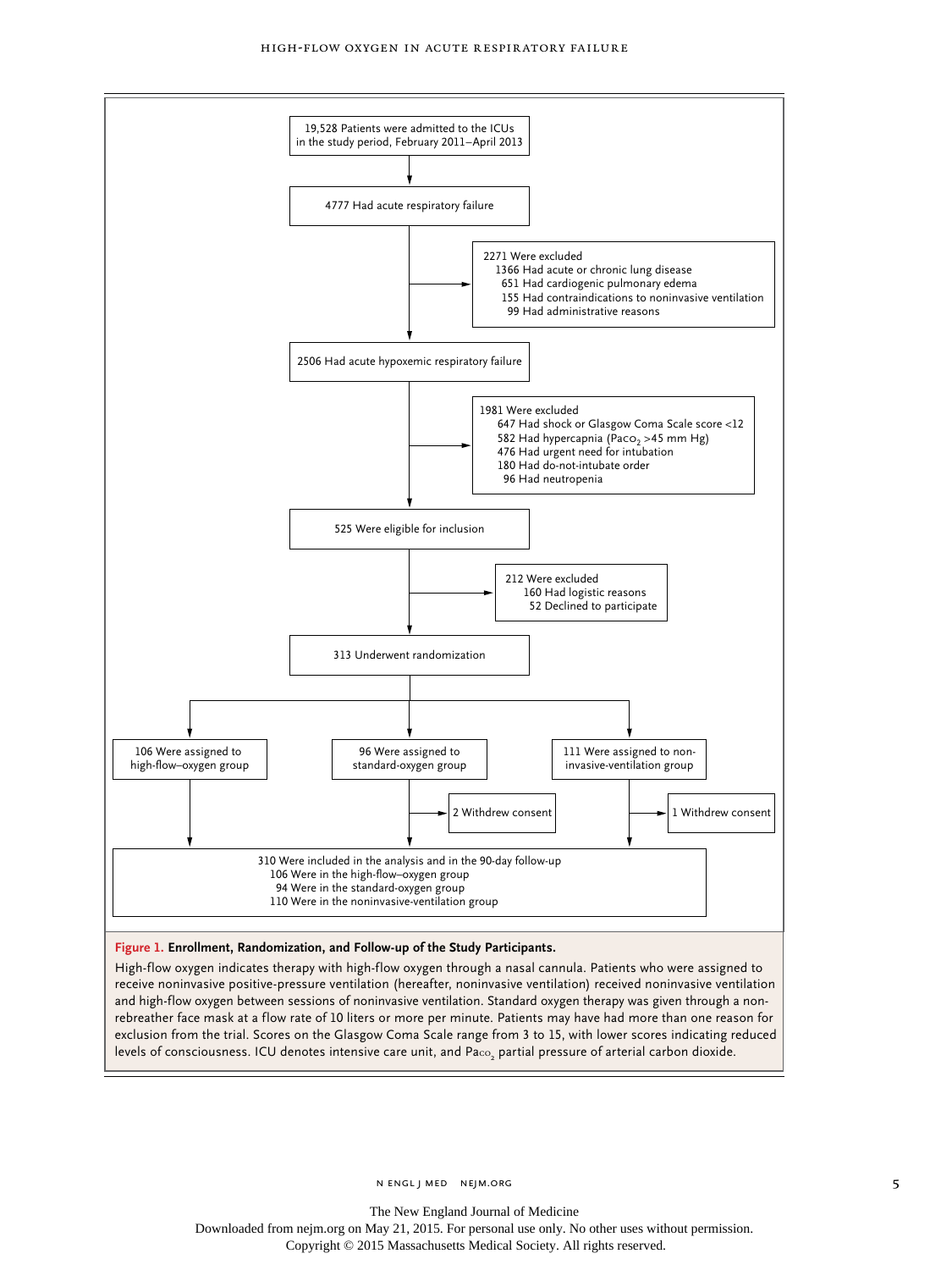19,528 Patients were admitted to the ICUs in the study period, February 2011–April 2013

↓

4777 Had acute respiratory failure

→ 2271 Were excluded
- 1366 Had acute or chronic lung disease
- 651 Had cardiogenic pulmonary edema
- 155 Had contraindications to noninvasive ventilation
- 99 Had administrative reasons

↓

2506 Had acute hypoxemic respiratory failure

→ 1981 Were excluded
- 647 Had shock or Glasgow Coma Scale score <12
- 582 Had hypercapnia ($Pa_{CO_2}$ >45 mm Hg)
- 476 Had urgent need for intubation
- 180 Had do-not-intubate order
- 96 Had neutropenia

↓

525 Were eligible for inclusion

→ 212 Were excluded
- 160 Had logistic reasons
- 52 Declined to participate

↓

313 Underwent randomization

↓

106 Were assigned to high-flow–oxygen group

96 Were assigned to standard-oxygen group → 2 Withdrew consent

111 Were assigned to noninvasive-ventilation group → 1 Withdrew consent

↓

310 Were included in the analysis and in the 90-day follow-up
- 106 Were in the high-flow–oxygen group
- 94 Were in the standard-oxygen group
- 110 Were in the noninvasive-ventilation group

**Figure 1. Enrollment, Randomization, and Follow-up of the Study Participants.**

High-flow oxygen indicates therapy with high-flow oxygen through a nasal cannula. Patients who were assigned to receive noninvasive positive-pressure ventilation (hereafter, noninvasive ventilation) received noninvasive ventilation and high-flow oxygen between sessions of noninvasive ventilation. Standard oxygen therapy was given through a nonrebreather face mask at a flow rate of 10 liters or more per minute. Patients may have had more than one reason for exclusion from the trial. Scores on the Glasgow Coma Scale range from 3 to 15, with lower scores indicating reduced levels of consciousness. ICU denotes intensive care unit, and $Pa_{CO_2}$ partial pressure of arterial carbon dioxide.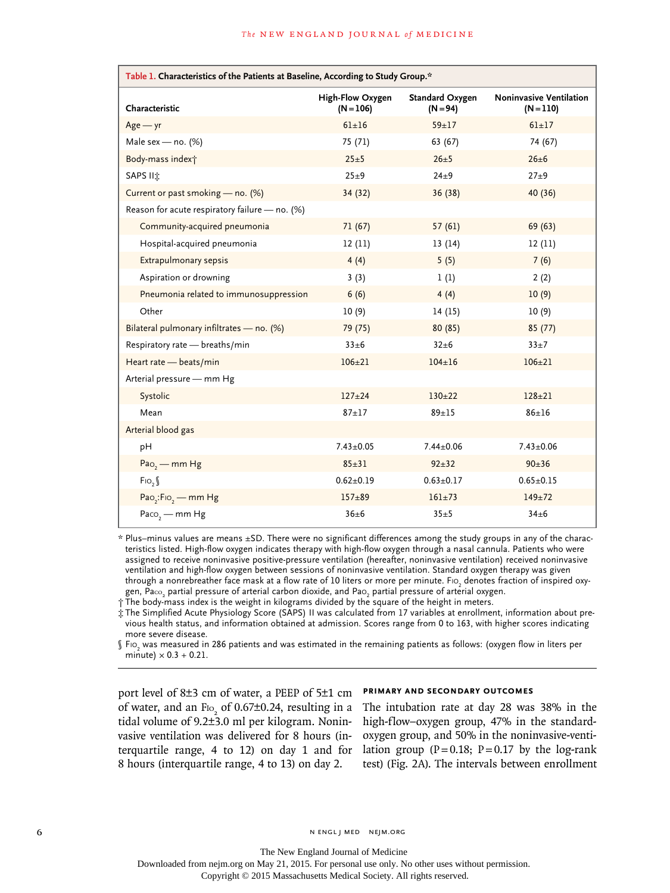**Table 1. Characteristics of the Patients at Baseline, According to Study Group.***

| Characteristic | High-Flow Oxygen (N=106) | Standard Oxygen (N=94) | Noninvasive Ventilation (N=110) |
|---|---|---|---|
| Age — yr | 61±16 | 59±17 | 61±17 |
| Male sex — no. (%) | 75 (71) | 63 (67) | 74 (67) |
| Body-mass index† | 25±5 | 26±5 | 26±6 |
| SAPS II‡ | 25±9 | 24±9 | 27±9 |
| Current or past smoking — no. (%) | 34 (32) | 36 (38) | 40 (36) |
| Reason for acute respiratory failure — no. (%) | | | |
| Community-acquired pneumonia | 71 (67) | 57 (61) | 69 (63) |
| Hospital-acquired pneumonia | 12 (11) | 13 (14) | 12 (11) |
| Extrapulmonary sepsis | 4 (4) | 5 (5) | 7 (6) |
| Aspiration or drowning | 3 (3) | 1 (1) | 2 (2) |
| Pneumonia related to immunosuppression | 6 (6) | 4 (4) | 10 (9) |
| Other | 10 (9) | 14 (15) | 10 (9) |
| Bilateral pulmonary infiltrates — no. (%) | 79 (75) | 80 (85) | 85 (77) |
| Respiratory rate — breaths/min | 33±6 | 32±6 | 33±7 |
| Heart rate — beats/min | 106±21 | 104±16 | 106±21 |
| Arterial pressure — mm Hg | | | |
| Systolic | 127±24 | 130±22 | 128±21 |
| Mean | 87±17 | 89±15 | 86±16 |
| Arterial blood gas | | | |
| pH | 7.43±0.05 | 7.44±0.06 | 7.43±0.06 |
| $Pa_{O_2}$ — mm Hg | 85±31 | 92±32 | 90±36 |
| $F_{IO_2}$§ | 0.62±0.19 | 0.63±0.17 | 0.65±0.15 |
| $Pa_{O_2}$:$F_{IO_2}$ — mm Hg | 157±89 | 161±73 | 149±72 |
| $Pa_{CO_2}$ — mm Hg | 36±6 | 35±5 | 34±6 |

\* Plus–minus values are means ±SD. There were no significant differences among the study groups in any of the characteristics listed. High-flow oxygen indicates therapy with high-flow oxygen through a nasal cannula. Patients who were assigned to receive noninvasive positive-pressure ventilation (hereafter, noninvasive ventilation) received noninvasive ventilation and high-flow oxygen between sessions of noninvasive ventilation. Standard oxygen therapy was given through a nonrebreather face mask at a flow rate of 10 liters or more per minute. $F_{IO_2}$ denotes fraction of inspired oxygen, $Pa_{CO_2}$ partial pressure of arterial carbon dioxide, and $Pa_{O_2}$ partial pressure of arterial oxygen.

† The body-mass index is the weight in kilograms divided by the square of the height in meters.

‡ The Simplified Acute Physiology Score (SAPS) II was calculated from 17 variables at enrollment, information about previous health status, and information obtained at admission. Scores range from 0 to 163, with higher scores indicating more severe disease.

§ $F_{IO_2}$ was measured in 286 patients and was estimated in the remaining patients as follows: (oxygen flow in liters per minute) × 0.3 + 0.21.

port level of 8±3 cm of water, a PEEP of 5±1 cm of water, and an $F_{IO_2}$ of 0.67±0.24, resulting in a tidal volume of 9.2±3.0 ml per kilogram. Noninvasive ventilation was delivered for 8 hours (interquartile range, 4 to 12) on day 1 and for 8 hours (interquartile range, 4 to 13) on day 2.

### PRIMARY AND SECONDARY OUTCOMES

The intubation rate at day 28 was 38% in the high-flow–oxygen group, 47% in the standard-oxygen group, and 50% in the noninvasive-ventilation group (P=0.18; P=0.17 by the log-rank test) (Fig. 2A). The intervals between enrollment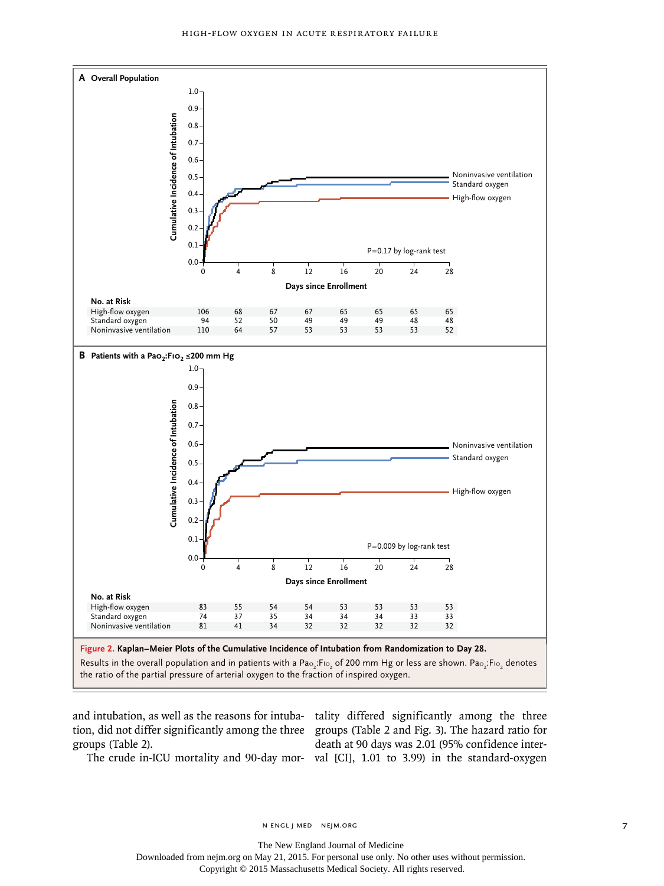**A Overall Population**

**No. at Risk**

| | 0 | 4 | 8 | 12 | 16 | 20 | 24 | 28 |
|---|---|---|---|---|---|---|---|---|
| High-flow oxygen | 106 | 68 | 67 | 67 | 65 | 65 | 65 | 65 |
| Standard oxygen | 94 | 52 | 50 | 49 | 49 | 49 | 48 | 48 |
| Noninvasive ventilation | 110 | 64 | 57 | 53 | 53 | 53 | 53 | 52 |

P=0.17 by log-rank test

**B Patients with a $Pa_{O_2}$:$F_{IO_2}$ ≤200 mm Hg**

**No. at Risk**

| | 0 | 4 | 8 | 12 | 16 | 20 | 24 | 28 |
|---|---|---|---|---|---|---|---|---|
| High-flow oxygen | 83 | 55 | 54 | 54 | 53 | 53 | 53 | 53 |
| Standard oxygen | 74 | 37 | 35 | 34 | 34 | 34 | 33 | 33 |
| Noninvasive ventilation | 81 | 41 | 34 | 32 | 32 | 32 | 32 | 32 |

P=0.009 by log-rank test

**Figure 2. Kaplan–Meier Plots of the Cumulative Incidence of Intubation from Randomization to Day 28.**

Results in the overall population and in patients with a $Pa_{O_2}$:$F_{IO_2}$ of 200 mm Hg or less are shown. $Pa_{O_2}$:$F_{IO_2}$ denotes the ratio of the partial pressure of arterial oxygen to the fraction of inspired oxygen.

and intubation, as well as the reasons for intubation, did not differ significantly among the three groups (Table 2).

The crude in-ICU mortality and 90-day mortality differed significantly among the three groups (Table 2 and Fig. 3). The hazard ratio for death at 90 days was 2.01 (95% confidence interval [CI], 1.01 to 3.99) in the standard-oxygen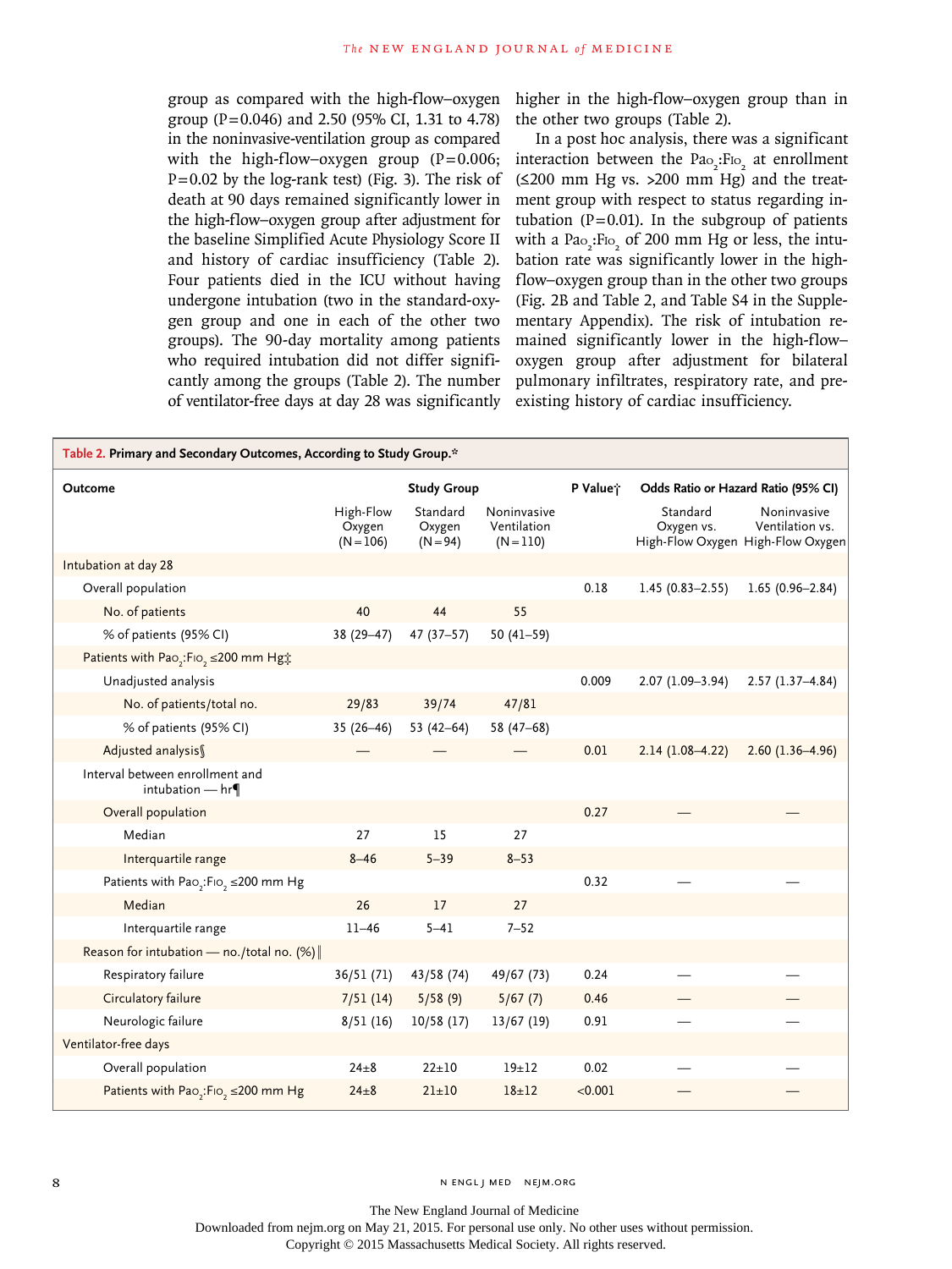group as compared with the high-flow–oxygen group (P=0.046) and 2.50 (95% CI, 1.31 to 4.78) in the noninvasive-ventilation group as compared with the high-flow–oxygen group (P=0.006; P=0.02 by the log-rank test) (Fig. 3). The risk of death at 90 days remained significantly lower in the high-flow–oxygen group after adjustment for the baseline Simplified Acute Physiology Score II and history of cardiac insufficiency (Table 2). Four patients died in the ICU without having undergone intubation (two in the standard-oxygen group and one in each of the other two groups). The 90-day mortality among patients who required intubation did not differ significantly among the groups (Table 2). The number of ventilator-free days at day 28 was significantly higher in the high-flow–oxygen group than in the other two groups (Table 2).

In a post hoc analysis, there was a significant interaction between the $Pa_{O_2}$:$F_{IO_2}$ at enrollment (≤200 mm Hg vs. >200 mm Hg) and the treatment group with respect to status regarding intubation (P=0.01). In the subgroup of patients with a $Pa_{O_2}$:$F_{IO_2}$ of 200 mm Hg or less, the intubation rate was significantly lower in the high-flow–oxygen group than in the other two groups (Fig. 2B and Table 2, and Table S4 in the Supplementary Appendix). The risk of intubation remained significantly lower in the high-flow–oxygen group after adjustment for bilateral pulmonary infiltrates, respiratory rate, and preexisting history of cardiac insufficiency.

**Table 2. Primary and Secondary Outcomes, According to Study Group.***

| Outcome | Study Group | | | P Value† | Odds Ratio or Hazard Ratio (95% CI) | |
|---|---|---|---|---|---|---|
| | High-Flow Oxygen (N=106) | Standard Oxygen (N=94) | Noninvasive Ventilation (N=110) | | Standard Oxygen vs. High-Flow Oxygen | Noninvasive Ventilation vs. High-Flow Oxygen |
| Intubation at day 28 | | | | | | |
| Overall population | | | | 0.18 | 1.45 (0.83–2.55) | 1.65 (0.96–2.84) |
| No. of patients | 40 | 44 | 55 | | | |
| % of patients (95% CI) | 38 (29–47) | 47 (37–57) | 50 (41–59) | | | |
| Patients with $Pa_{O_2}$:$F_{IO_2}$ ≤200 mm Hg‡ | | | | | | |
| Unadjusted analysis | | | | 0.009 | 2.07 (1.09–3.94) | 2.57 (1.37–4.84) |
| No. of patients/total no. | 29/83 | 39/74 | 47/81 | | | |
| % of patients (95% CI) | 35 (26–46) | 53 (42–64) | 58 (47–68) | | | |
| Adjusted analysis§ | — | — | — | 0.01 | 2.14 (1.08–4.22) | 2.60 (1.36–4.96) |
| Interval between enrollment and intubation — hr¶ | | | | | | |
| Overall population | | | | 0.27 | — | — |
| Median | 27 | 15 | 27 | | | |
| Interquartile range | 8–46 | 5–39 | 8–53 | | | |
| Patients with $Pa_{O_2}$:$F_{IO_2}$ ≤200 mm Hg | | | | 0.32 | — | — |
| Median | 26 | 17 | 27 | | | |
| Interquartile range | 11–46 | 5–41 | 7–52 | | | |
| Reason for intubation — no./total no. (%)‖ | | | | | | |
| Respiratory failure | 36/51 (71) | 43/58 (74) | 49/67 (73) | 0.24 | — | — |
| Circulatory failure | 7/51 (14) | 5/58 (9) | 5/67 (7) | 0.46 | — | — |
| Neurologic failure | 8/51 (16) | 10/58 (17) | 13/67 (19) | 0.91 | — | — |
| Ventilator-free days | | | | | | |
| Overall population | 24±8 | 22±10 | 19±12 | 0.02 | — | — |
| Patients with $Pa_{O_2}$:$F_{IO_2}$ ≤200 mm Hg | 24±8 | 21±10 | 18±12 | <0.001 | — | — |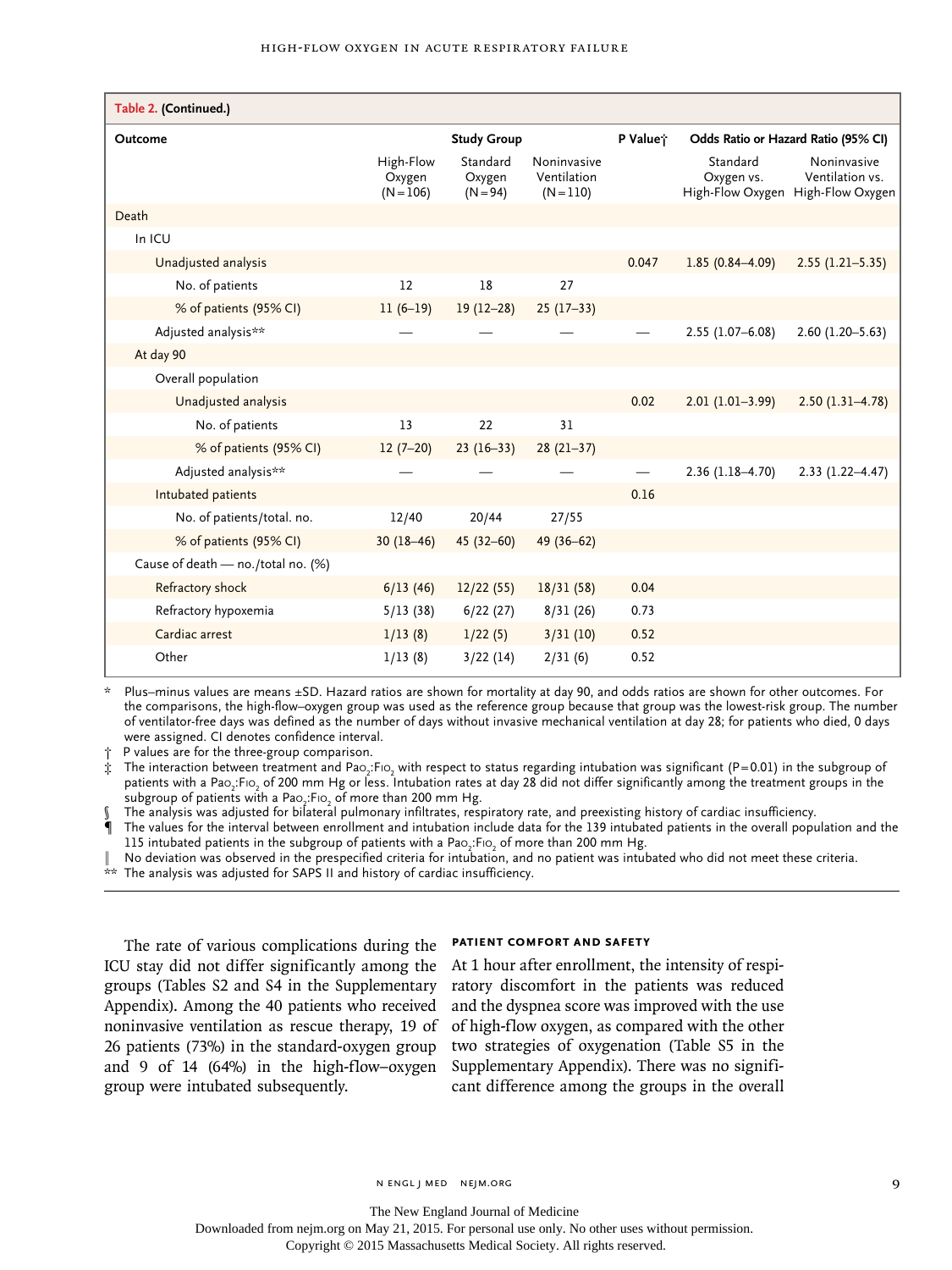**Table 2. (Continued.)**

| Outcome | Study Group | | | P Value† | Odds Ratio or Hazard Ratio (95% CI) | |
|---|---|---|---|---|---|---|
| | High-Flow Oxygen (N=106) | Standard Oxygen (N=94) | Noninvasive Ventilation (N=110) | | Standard Oxygen vs. High-Flow Oxygen | Noninvasive Ventilation vs. High-Flow Oxygen |
| Death | | | | | | |
| In ICU | | | | | | |
| Unadjusted analysis | | | | 0.047 | 1.85 (0.84–4.09) | 2.55 (1.21–5.35) |
| No. of patients | 12 | 18 | 27 | | | |
| % of patients (95% CI) | 11 (6–19) | 19 (12–28) | 25 (17–33) | | | |
| Adjusted analysis** | — | — | — | — | 2.55 (1.07–6.08) | 2.60 (1.20–5.63) |
| At day 90 | | | | | | |
| Overall population | | | | | | |
| Unadjusted analysis | | | | 0.02 | 2.01 (1.01–3.99) | 2.50 (1.31–4.78) |
| No. of patients | 13 | 22 | 31 | | | |
| % of patients (95% CI) | 12 (7–20) | 23 (16–33) | 28 (21–37) | | | |
| Adjusted analysis** | — | — | — | — | 2.36 (1.18–4.70) | 2.33 (1.22–4.47) |
| Intubated patients | | | | 0.16 | | |
| No. of patients/total. no. | 12/40 | 20/44 | 27/55 | | | |
| % of patients (95% CI) | 30 (18–46) | 45 (32–60) | 49 (36–62) | | | |
| Cause of death — no./total no. (%) | | | | | | |
| Refractory shock | 6/13 (46) | 12/22 (55) | 18/31 (58) | 0.04 | | |
| Refractory hypoxemia | 5/13 (38) | 6/22 (27) | 8/31 (26) | 0.73 | | |
| Cardiac arrest | 1/13 (8) | 1/22 (5) | 3/31 (10) | 0.52 | | |
| Other | 1/13 (8) | 3/22 (14) | 2/31 (6) | 0.52 | | |

\* Plus–minus values are means ±SD. Hazard ratios are shown for mortality at day 90, and odds ratios are shown for other outcomes. For the comparisons, the high-flow–oxygen group was used as the reference group because that group was the lowest-risk group. The number of ventilator-free days was defined as the number of days without invasive mechanical ventilation at day 28; for patients who died, 0 days were assigned. CI denotes confidence interval.

† P values are for the three-group comparison.

‡ The interaction between treatment and $Pao_2$:$Fio_2$ with respect to status regarding intubation was significant (P=0.01) in the subgroup of patients with a $Pao_2$:$Fio_2$ of 200 mm Hg or less. Intubation rates at day 28 did not differ significantly among the treatment groups in the subgroup of patients with a $Pao_2$:$Fio_2$ of more than 200 mm Hg.

§ The analysis was adjusted for bilateral pulmonary infiltrates, respiratory rate, and preexisting history of cardiac insufficiency.

¶ The values for the interval between enrollment and intubation include data for the 139 intubated patients in the overall population and the 115 intubated patients in the subgroup of patients with a $Pao_2$:$Fio_2$ of more than 200 mm Hg.

‖ No deviation was observed in the prespecified criteria for intubation, and no patient was intubated who did not meet these criteria.

\*\* The analysis was adjusted for SAPS II and history of cardiac insufficiency.

The rate of various complications during the ICU stay did not differ significantly among the groups (Tables S2 and S4 in the Supplementary Appendix). Among the 40 patients who received noninvasive ventilation as rescue therapy, 19 of 26 patients (73%) in the standard-oxygen group and 9 of 14 (64%) in the high-flow–oxygen group were intubated subsequently.

### PATIENT COMFORT AND SAFETY

At 1 hour after enrollment, the intensity of respiratory discomfort in the patients was reduced and the dyspnea score was improved with the use of high-flow oxygen, as compared with the other two strategies of oxygenation (Table S5 in the Supplementary Appendix). There was no significant difference among the groups in the overall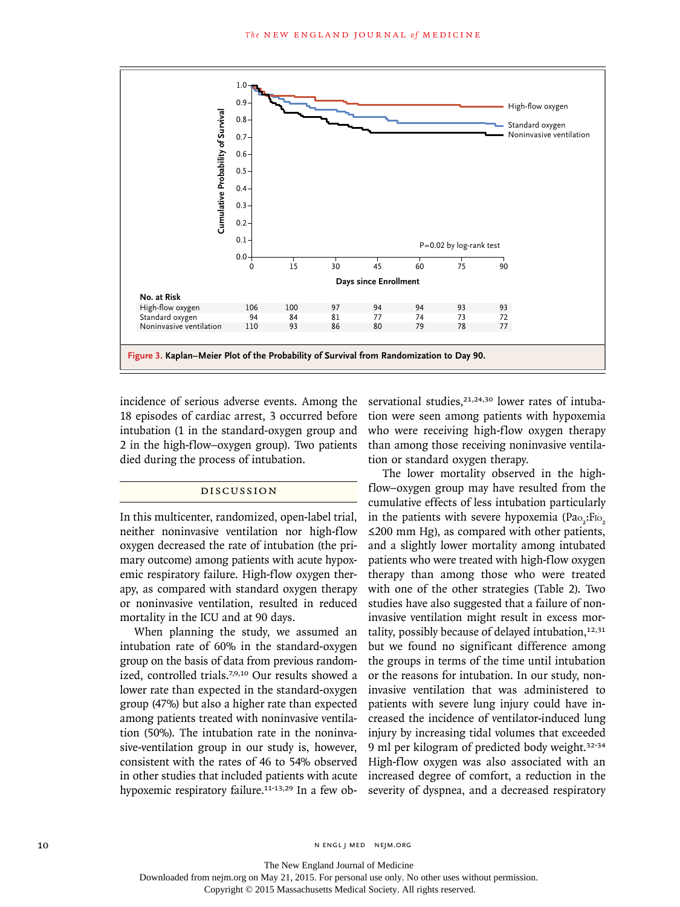**No. at Risk**

| | 0 | 15 | 30 | 45 | 60 | 75 | 90 |
|---|---|---|---|---|---|---|---|
| High-flow oxygen | 106 | 100 | 97 | 94 | 94 | 93 | 93 |
| Standard oxygen | 94 | 84 | 81 | 77 | 74 | 73 | 72 |
| Noninvasive ventilation | 110 | 93 | 86 | 80 | 79 | 78 | 77 |

**Figure 3. Kaplan–Meier Plot of the Probability of Survival from Randomization to Day 90.**

incidence of serious adverse events. Among the 18 episodes of cardiac arrest, 3 occurred before intubation (1 in the standard-oxygen group and 2 in the high-flow–oxygen group). Two patients died during the process of intubation.

## DISCUSSION

In this multicenter, randomized, open-label trial, neither noninvasive ventilation nor high-flow oxygen decreased the rate of intubation (the primary outcome) among patients with acute hypoxemic respiratory failure. High-flow oxygen therapy, as compared with standard oxygen therapy or noninvasive ventilation, resulted in reduced mortality in the ICU and at 90 days.

When planning the study, we assumed an intubation rate of 60% in the standard-oxygen group on the basis of data from previous randomized, controlled trials.[7,9,10] Our results showed a lower rate than expected in the standard-oxygen group (47%) but also a higher rate than expected among patients treated with noninvasive ventilation (50%). The intubation rate in the noninvasive-ventilation group in our study is, however, consistent with the rates of 46 to 54% observed in other studies that included patients with acute hypoxemic respiratory failure.[11-13,29] In a few observational studies,[21,24,30] lower rates of intubation were seen among patients with hypoxemia who were receiving high-flow oxygen therapy than among those receiving noninvasive ventilation or standard oxygen therapy.

The lower mortality observed in the high-flow–oxygen group may have resulted from the cumulative effects of less intubation particularly in the patients with severe hypoxemia ($Pa_{O_2}$:$F_{IO_2}$ ≤200 mm Hg), as compared with other patients, and a slightly lower mortality among intubated patients who were treated with high-flow oxygen therapy than among those who were treated with one of the other strategies (Table 2). Two studies have also suggested that a failure of noninvasive ventilation might result in excess mortality, possibly because of delayed intubation,[12,31] but we found no significant difference among the groups in terms of the time until intubation or the reasons for intubation. In our study, noninvasive ventilation that was administered to patients with severe lung injury could have increased the incidence of ventilator-induced lung injury by increasing tidal volumes that exceeded 9 ml per kilogram of predicted body weight.[32-34] High-flow oxygen was also associated with an increased degree of comfort, a reduction in the severity of dyspnea, and a decreased respiratory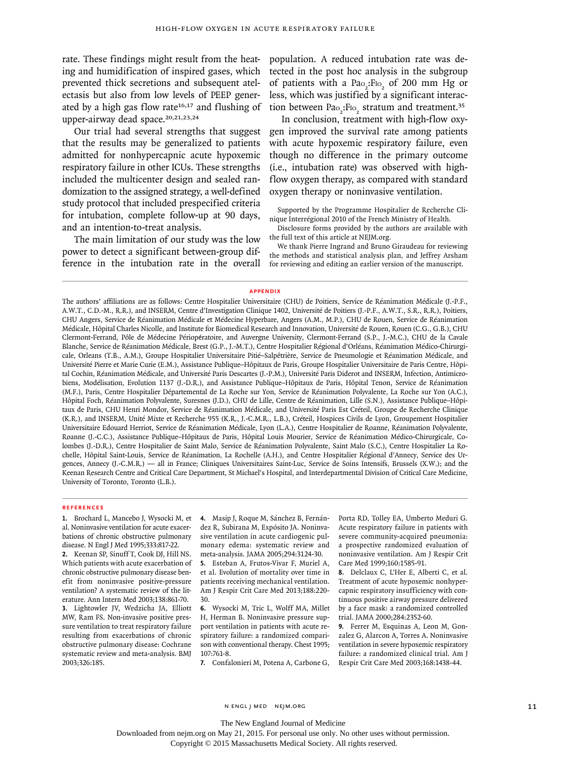rate. These findings might result from the heating and humidification of inspired gases, which prevented thick secretions and subsequent atelectasis but also from low levels of PEEP generated by a high gas flow rate[16,17] and flushing of upper-airway dead space.[20,21,23,24]

Our trial had several strengths that suggest that the results may be generalized to patients admitted for nonhypercapnic acute hypoxemic respiratory failure in other ICUs. These strengths included the multicenter design and sealed randomization to the assigned strategy, a well-defined study protocol that included prespecified criteria for intubation, complete follow-up at 90 days, and an intention-to-treat analysis.

The main limitation of our study was the low power to detect a significant between-group difference in the intubation rate in the overall population. A reduced intubation rate was detected in the post hoc analysis in the subgroup of patients with a $Pa_{O_2}$:$F_{IO_2}$ of 200 mm Hg or less, which was justified by a significant interaction between $Pa_{O_2}$:$F_{IO_2}$ stratum and treatment.[35]

In conclusion, treatment with high-flow oxygen improved the survival rate among patients with acute hypoxemic respiratory failure, even though no difference in the primary outcome (i.e., intubation rate) was observed with high-flow oxygen therapy, as compared with standard oxygen therapy or noninvasive ventilation.

Supported by the Programme Hospitalier de Recherche Clinique Interrégional 2010 of the French Ministry of Health.

Disclosure forms provided by the authors are available with the full text of this article at NEJM.org.

We thank Pierre Ingrand and Bruno Giraudeau for reviewing the methods and statistical analysis plan, and Jeffrey Arsham for reviewing and editing an earlier version of the manuscript.

## APPENDIX

The authors' affiliations are as follows: Centre Hospitalier Universitaire (CHU) de Poitiers, Service de Réanimation Médicale (J.-P.F., A.W.T., C.D.-M., R.R.), and INSERM, Centre d'Investigation Clinique 1402, Université de Poitiers (J.-P.F., A.W.T., S.R., R.R.), Poitiers, CHU Angers, Service de Réanimation Médicale et Médecine Hyperbare, Angers (A.M., M.P.), CHU de Rouen, Service de Réanimation Médicale, Hôpital Charles Nicolle, and Institute for Biomedical Research and Innovation, Université de Rouen, Rouen (C.G., G.B.), CHU Clermont-Ferrand, Pôle de Médecine Périopératoire, and Auvergne University, Clermont-Ferrand (S.P., J.-M.C.), CHU de la Cavale Blanche, Service de Réanimation Médicale, Brest (G.P., J.-M.T.), Centre Hospitalier Régional d'Orléans, Réanimation Médico-Chirurgicale, Orleans (T.B., A.M.), Groupe Hospitalier Universitaire Pitié–Salpêtrière, Service de Pneumologie et Réanimation Médicale, and Université Pierre et Marie Curie (E.M.), Assistance Publique–Hôpitaux de Paris, Groupe Hospitalier Universitaire de Paris Centre, Hôpital Cochin, Réanimation Médicale, and Université Paris Descartes (J.-P.M.), Université Paris Diderot and INSERM, Infection, Antimicrobiens, Modélisation, Evolution 1137 (J.-D.R.), and Assistance Publique–Hôpitaux de Paris, Hôpital Tenon, Service de Réanimation (M.F.), Paris, Centre Hospitalier Départemental de La Roche sur Yon, Service de Réanimation Polyvalente, La Roche sur Yon (A.C.), Hôpital Foch, Réanimation Polyvalente, Suresnes (J.D.), CHU de Lille, Centre de Réanimation, Lille (S.N.), Assistance Publique–Hôpitaux de Paris, CHU Henri Mondor, Service de Réanimation Médicale, and Université Paris Est Créteil, Groupe de Recherche Clinique (K.R.), and INSERM, Unité Mixte et Recherche 955 (K.R., J.-C.M.R., L.B.), Créteil, Hospices Civils de Lyon, Groupement Hospitalier Universitaire Edouard Herriot, Service de Réanimation Médicale, Lyon (L.A.), Centre Hospitalier de Roanne, Réanimation Polyvalente, Roanne (J.-C.C.), Assistance Publique–Hôpitaux de Paris, Hôpital Louis Mourier, Service de Réanimation Médico-Chirurgicale, Colombes (J.-D.R.), Centre Hospitalier de Saint Malo, Service de Réanimation Polyvalente, Saint Malo (S.C.), Centre Hospitalier La Rochelle, Hôpital Saint-Louis, Service de Réanimation, La Rochelle (A.H.), and Centre Hospitalier Régional d'Annecy, Service des Urgences, Annecy (J.-C.M.R.) — all in France; Cliniques Universitaires Saint-Luc, Service de Soins Intensifs, Brussels (X.W.); and the Keenan Research Centre and Critical Care Department, St Michael's Hospital, and Interdepartmental Division of Critical Care Medicine, University of Toronto, Toronto (L.B.).

## REFERENCES

1. Brochard L, Mancebo J, Wysocki M, et al. Noninvasive ventilation for acute exacerbations of chronic obstructive pulmonary disease. N Engl J Med 1995;333:817-22.
2. Keenan SP, Sinuff T, Cook DJ, Hill NS. Which patients with acute exacerbation of chronic obstructive pulmonary disease benefit from noninvasive positive-pressure ventilation? A systematic review of the literature. Ann Intern Med 2003;138:861-70.
3. Lightowler JV, Wedzicha JA, Elliott MW, Ram FS. Non-invasive positive pressure ventilation to treat respiratory failure resulting from exacerbations of chronic obstructive pulmonary disease: Cochrane systematic review and meta-analysis. BMJ 2003;326:185.
4. Masip J, Roque M, Sánchez B, Fernández R, Subirana M, Expósito JA. Noninvasive ventilation in acute cardiogenic pulmonary edema: systematic review and meta-analysis. JAMA 2005;294:3124-30.
5. Esteban A, Frutos-Vivar F, Muriel A, et al. Evolution of mortality over time in patients receiving mechanical ventilation. Am J Respir Crit Care Med 2013;188:220-30.
6. Wysocki M, Tric L, Wolff MA, Millet H, Herman B. Noninvasive pressure support ventilation in patients with acute respiratory failure: a randomized comparison with conventional therapy. Chest 1995;107:761-8.
7. Confalonieri M, Potena A, Carbone G, Porta RD, Tolley EA, Umberto Meduri G. Acute respiratory failure in patients with severe community-acquired pneumonia: a prospective randomized evaluation of noninvasive ventilation. Am J Respir Crit Care Med 1999;160:1585-91.
8. Delclaux C, L'Her E, Alberti C, et al. Treatment of acute hypoxemic nonhypercapnic respiratory insufficiency with continuous positive airway pressure delivered by a face mask: a randomized controlled trial. JAMA 2000;284:2352-60.
9. Ferrer M, Esquinas A, Leon M, Gonzalez G, Alarcon A, Torres A. Noninvasive ventilation in severe hypoxemic respiratory failure: a randomized clinical trial. Am J Respir Crit Care Med 2003;168:1438-44.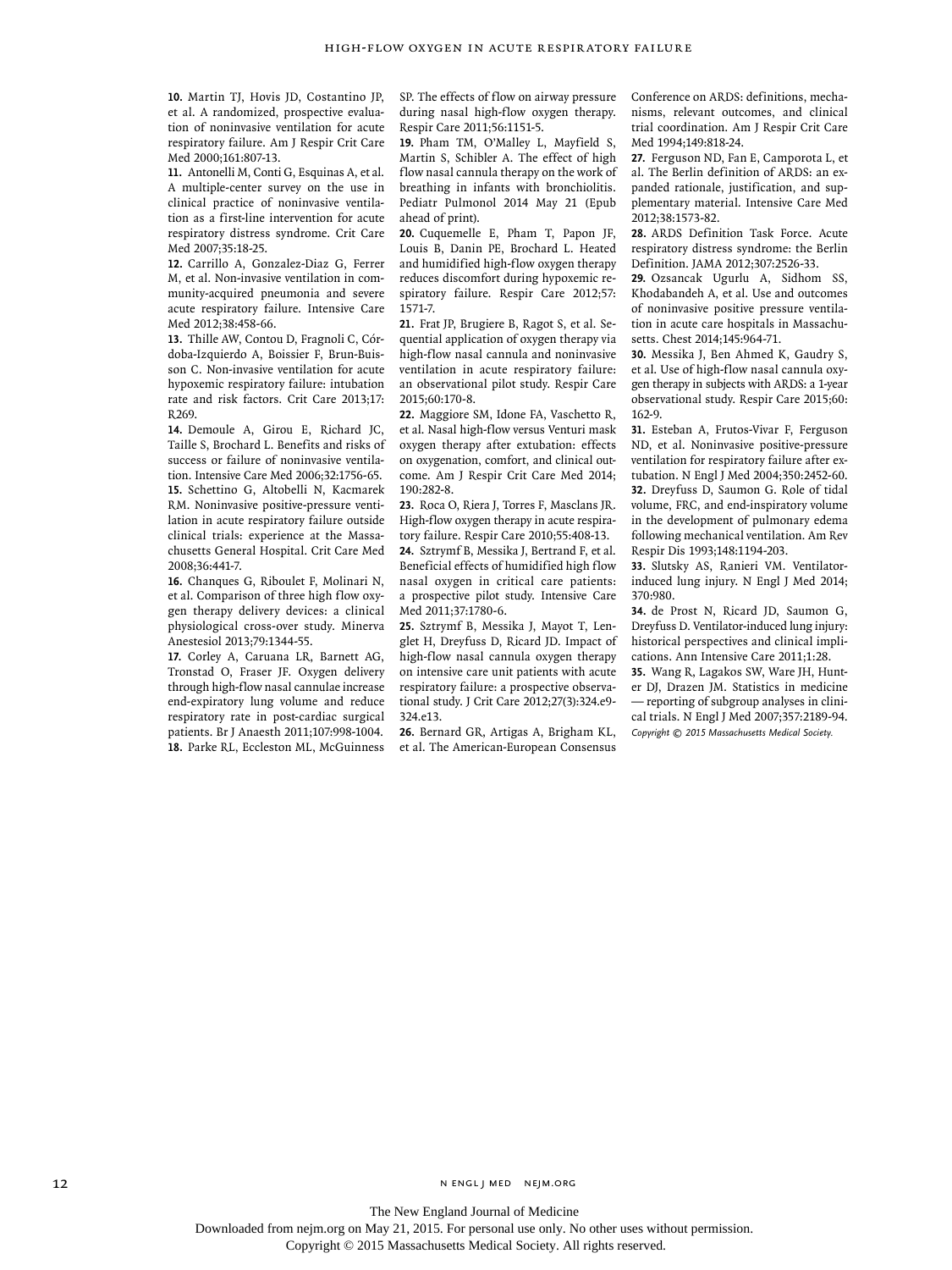10. Martin TJ, Hovis JD, Costantino JP, et al. A randomized, prospective evaluation of noninvasive ventilation for acute respiratory failure. Am J Respir Crit Care Med 2000;161:807-13.

11. Antonelli M, Conti G, Esquinas A, et al. A multiple-center survey on the use in clinical practice of noninvasive ventilation as a first-line intervention for acute respiratory distress syndrome. Crit Care Med 2007;35:18-25.

12. Carrillo A, Gonzalez-Diaz G, Ferrer M, et al. Non-invasive ventilation in community-acquired pneumonia and severe acute respiratory failure. Intensive Care Med 2012;38:458-66.

13. Thille AW, Contou D, Fragnoli C, Córdoba-Izquierdo A, Boissier F, Brun-Buisson C. Non-invasive ventilation for acute hypoxemic respiratory failure: intubation rate and risk factors. Crit Care 2013;17:R269.

14. Demoule A, Girou E, Richard JC, Taille S, Brochard L. Benefits and risks of success or failure of noninvasive ventilation. Intensive Care Med 2006;32:1756-65.

15. Schettino G, Altobelli N, Kacmarek RM. Noninvasive positive-pressure ventilation in acute respiratory failure outside clinical trials: experience at the Massachusetts General Hospital. Crit Care Med 2008;36:441-7.

16. Chanques G, Riboulet F, Molinari N, et al. Comparison of three high flow oxygen therapy delivery devices: a clinical physiological cross-over study. Minerva Anestesiol 2013;79:1344-55.

17. Corley A, Caruana LR, Barnett AG, Tronstad O, Fraser JF. Oxygen delivery through high-flow nasal cannulae increase end-expiratory lung volume and reduce respiratory rate in post-cardiac surgical patients. Br J Anaesth 2011;107:998-1004.

18. Parke RL, Eccleston ML, McGuinness SP. The effects of flow on airway pressure during nasal high-flow oxygen therapy. Respir Care 2011;56:1151-5.

19. Pham TM, O'Malley L, Mayfield S, Martin S, Schibler A. The effect of high flow nasal cannula therapy on the work of breathing in infants with bronchiolitis. Pediatr Pulmonol 2014 May 21 (Epub ahead of print).

20. Cuquemelle E, Pham T, Papon JF, Louis B, Danin PE, Brochard L. Heated and humidified high-flow oxygen therapy reduces discomfort during hypoxemic respiratory failure. Respir Care 2012;57:1571-7.

21. Frat JP, Brugiere B, Ragot S, et al. Sequential application of oxygen therapy via high-flow nasal cannula and noninvasive ventilation in acute respiratory failure: an observational pilot study. Respir Care 2015;60:170-8.

22. Maggiore SM, Idone FA, Vaschetto R, et al. Nasal high-flow versus Venturi mask oxygen therapy after extubation: effects on oxygenation, comfort, and clinical outcome. Am J Respir Crit Care Med 2014;190:282-8.

23. Roca O, Riera J, Torres F, Masclans JR. High-flow oxygen therapy in acute respiratory failure. Respir Care 2010;55:408-13.

24. Sztrymf B, Messika J, Bertrand F, et al. Beneficial effects of humidified high flow nasal oxygen in critical care patients: a prospective pilot study. Intensive Care Med 2011;37:1780-6.

25. Sztrymf B, Messika J, Mayot T, Lenglet H, Dreyfuss D, Ricard JD. Impact of high-flow nasal cannula oxygen therapy on intensive care unit patients with acute respiratory failure: a prospective observational study. J Crit Care 2012;27(3):324.e9-324.e13.

26. Bernard GR, Artigas A, Brigham KL, et al. The American-European Consensus Conference on ARDS: definitions, mechanisms, relevant outcomes, and clinical trial coordination. Am J Respir Crit Care Med 1994;149:818-24.

27. Ferguson ND, Fan E, Camporota L, et al. The Berlin definition of ARDS: an expanded rationale, justification, and supplementary material. Intensive Care Med 2012;38:1573-82.

28. ARDS Definition Task Force. Acute respiratory distress syndrome: the Berlin Definition. JAMA 2012;307:2526-33.

29. Ozsancak Ugurlu A, Sidhom SS, Khodabandeh A, et al. Use and outcomes of noninvasive positive pressure ventilation in acute care hospitals in Massachusetts. Chest 2014;145:964-71.

30. Messika J, Ben Ahmed K, Gaudry S, et al. Use of high-flow nasal cannula oxygen therapy in subjects with ARDS: a 1-year observational study. Respir Care 2015;60:162-9.

31. Esteban A, Frutos-Vivar F, Ferguson ND, et al. Noninvasive positive-pressure ventilation for respiratory failure after extubation. N Engl J Med 2004;350:2452-60.

32. Dreyfuss D, Saumon G. Role of tidal volume, FRC, and end-inspiratory volume in the development of pulmonary edema following mechanical ventilation. Am Rev Respir Dis 1993;148:1194-203.

33. Slutsky AS, Ranieri VM. Ventilator-induced lung injury. N Engl J Med 2014;370:980.

34. de Prost N, Ricard JD, Saumon G, Dreyfuss D. Ventilator-induced lung injury: historical perspectives and clinical implications. Ann Intensive Care 2011;1:28.

35. Wang R, Lagakos SW, Ware JH, Hunter DJ, Drazen JM. Statistics in medicine — reporting of subgroup analyses in clinical trials. N Engl J Med 2007;357:2189-94.

*Copyright © 2015 Massachusetts Medical Society.*